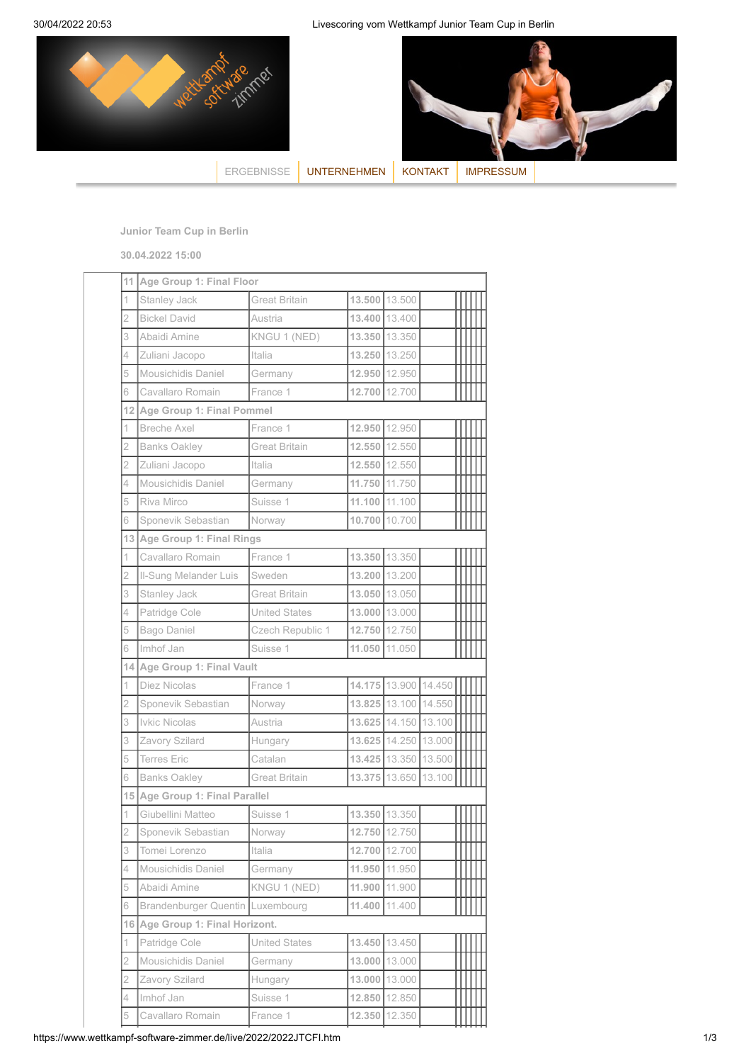ERGEBNISSE | UNTERNEHMEN | KONTAKT | IMPRESSUM

**Junior Team Cup in Berlin**

**30.04.2022 15:00**

| 11 | Age Group 1: Final Floor | | | | |
|---|---|---|---|---|---|
| 1 | Stanley Jack | Great Britain | **13.500** | 13.500 | |
| 2 | Bickel David | Austria | **13.400** | 13.400 | |
| 3 | Abaidi Amine | KNGU 1 (NED) | **13.350** | 13.350 | |
| 4 | Zuliani Jacopo | Italia | **13.250** | 13.250 | |
| 5 | Mousichidis Daniel | Germany | **12.950** | 12.950 | |
| 6 | Cavallaro Romain | France 1 | **12.700** | 12.700 | |
| 12 | **Age Group 1: Final Pommel** | | | | |
| 1 | Breche Axel | France 1 | **12.950** | 12.950 | |
| 2 | Banks Oakley | Great Britain | **12.550** | 12.550 | |
| 2 | Zuliani Jacopo | Italia | **12.550** | 12.550 | |
| 4 | Mousichidis Daniel | Germany | **11.750** | 11.750 | |
| 5 | Riva Mirco | Suisse 1 | **11.100** | 11.100 | |
| 6 | Sponevik Sebastian | Norway | **10.700** | 10.700 | |
| 13 | **Age Group 1: Final Rings** | | | | |
| 1 | Cavallaro Romain | France 1 | **13.350** | 13.350 | |
| 2 | Il-Sung Melander Luis | Sweden | **13.200** | 13.200 | |
| 3 | Stanley Jack | Great Britain | **13.050** | 13.050 | |
| 4 | Patridge Cole | United States | **13.000** | 13.000 | |
| 5 | Bago Daniel | Czech Republic 1 | **12.750** | 12.750 | |
| 6 | Imhof Jan | Suisse 1 | **11.050** | 11.050 | |
| 14 | **Age Group 1: Final Vault** | | | | |
| 1 | Diez Nicolas | France 1 | **14.175** | 13.900 | 14.450 |
| 2 | Sponevik Sebastian | Norway | **13.825** | 13.100 | 14.550 |
| 3 | Ivkic Nicolas | Austria | **13.625** | 14.150 | 13.100 |
| 3 | Zavory Szilard | Hungary | **13.625** | 14.250 | 13.000 |
| 5 | Terres Eric | Catalan | **13.425** | 13.350 | 13.500 |
| 6 | Banks Oakley | Great Britain | **13.375** | 13.650 | 13.100 |
| 15 | **Age Group 1: Final Parallel** | | | | |
| 1 | Giubellini Matteo | Suisse 1 | **13.350** | 13.350 | |
| 2 | Sponevik Sebastian | Norway | **12.750** | 12.750 | |
| 3 | Tomei Lorenzo | Italia | **12.700** | 12.700 | |
| 4 | Mousichidis Daniel | Germany | **11.950** | 11.950 | |
| 5 | Abaidi Amine | KNGU 1 (NED) | **11.900** | 11.900 | |
| 6 | Brandenburger Quentin | Luxembourg | **11.400** | 11.400 | |
| 16 | **Age Group 1: Final Horizont.** | | | | |
| 1 | Patridge Cole | United States | **13.450** | 13.450 | |
| 2 | Mousichidis Daniel | Germany | **13.000** | 13.000 | |
| 2 | Zavory Szilard | Hungary | **13.000** | 13.000 | |
| 4 | Imhof Jan | Suisse 1 | **12.850** | 12.850 | |
| 5 | Cavallaro Romain | France 1 | **12.350** | 12.350 | |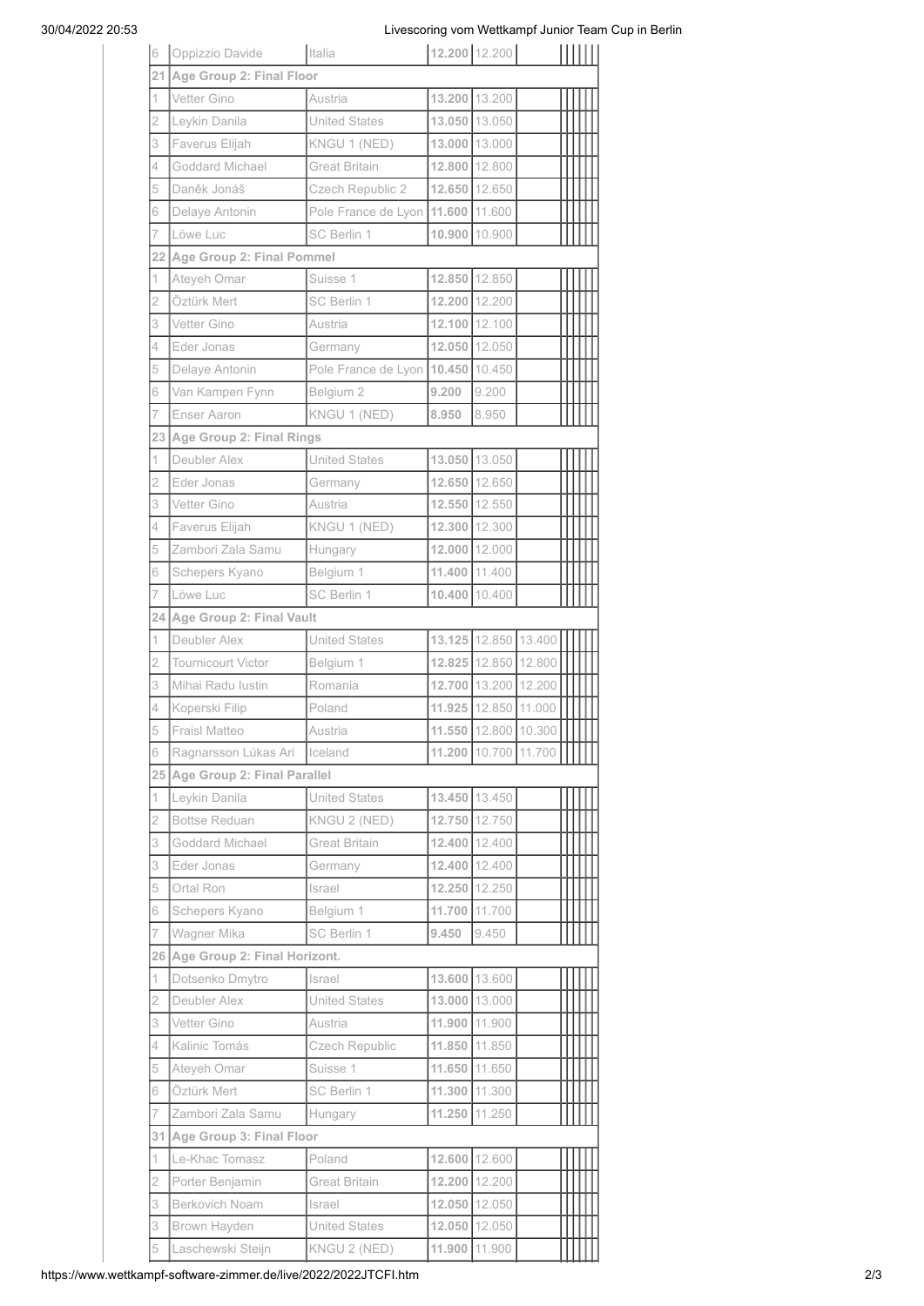| | | | | | |
|---|---|---|---|---|---|
| 6 | Oppizzio Davide | Italia | **12.200** | 12.200 | |
| **21** | **Age Group 2: Final Floor** | | | | |
| 1 | Vetter Gino | Austria | **13.200** | 13.200 | |
| 2 | Leykin Danila | United States | **13.050** | 13.050 | |
| 3 | Faverus Elijah | KNGU 1 (NED) | **13.000** | 13.000 | |
| 4 | Goddard Michael | Great Britain | **12.800** | 12.800 | |
| 5 | Daněk Jonáš | Czech Republic 2 | **12.650** | 12.650 | |
| 6 | Delaye Antonin | Pole France de Lyon | **11.600** | 11.600 | |
| 7 | Löwe Luc | SC Berlin 1 | **10.900** | 10.900 | |
| **22** | **Age Group 2: Final Pommel** | | | | |
| 1 | Ateyeh Omar | Suisse 1 | **12.850** | 12.850 | |
| 2 | Öztürk Mert | SC Berlin 1 | **12.200** | 12.200 | |
| 3 | Vetter Gino | Austria | **12.100** | 12.100 | |
| 4 | Eder Jonas | Germany | **12.050** | 12.050 | |
| 5 | Delaye Antonin | Pole France de Lyon | **10.450** | 10.450 | |
| 6 | Van Kampen Fynn | Belgium 2 | **9.200** | 9.200 | |
| 7 | Enser Aaron | KNGU 1 (NED) | **8.950** | 8.950 | |
| **23** | **Age Group 2: Final Rings** | | | | |
| 1 | Deubler Alex | United States | **13.050** | 13.050 | |
| 2 | Eder Jonas | Germany | **12.650** | 12.650 | |
| 3 | Vetter Gino | Austria | **12.550** | 12.550 | |
| 4 | Faverus Elijah | KNGU 1 (NED) | **12.300** | 12.300 | |
| 5 | Zambori Zala Samu | Hungary | **12.000** | 12.000 | |
| 6 | Schepers Kyano | Belgium 1 | **11.400** | 11.400 | |
| 7 | Löwe Luc | SC Berlin 1 | **10.400** | 10.400 | |
| **24** | **Age Group 2: Final Vault** | | | | |
| 1 | Deubler Alex | United States | **13.125** | 12.850 | 13.400 |
| 2 | Tournicourt Victor | Belgium 1 | **12.825** | 12.850 | 12.800 |
| 3 | Mihai Radu Iustin | Romania | **12.700** | 13.200 | 12.200 |
| 4 | Koperski Filip | Poland | **11.925** | 12.850 | 11.000 |
| 5 | Fraisl Matteo | Austria | **11.550** | 12.800 | 10.300 |
| 6 | Ragnarsson Lúkas Ari | Iceland | **11.200** | 10.700 | 11.700 |
| **25** | **Age Group 2: Final Parallel** | | | | |
| 1 | Leykin Danila | United States | **13.450** | 13.450 | |
| 2 | Bottse Reduan | KNGU 2 (NED) | **12.750** | 12.750 | |
| 3 | Goddard Michael | Great Britain | **12.400** | 12.400 | |
| 3 | Eder Jonas | Germany | **12.400** | 12.400 | |
| 5 | Ortal Ron | Israel | **12.250** | 12.250 | |
| 6 | Schepers Kyano | Belgium 1 | **11.700** | 11.700 | |
| 7 | Wagner Mika | SC Berlin 1 | **9.450** | 9.450 | |
| **26** | **Age Group 2: Final Horizont.** | | | | |
| 1 | Dotsenko Dmytro | Israel | **13.600** | 13.600 | |
| 2 | Deubler Alex | United States | **13.000** | 13.000 | |
| 3 | Vetter Gino | Austria | **11.900** | 11.900 | |
| 4 | Kalinic Tomás | Czech Republic | **11.850** | 11.850 | |
| 5 | Ateyeh Omar | Suisse 1 | **11.650** | 11.650 | |
| 6 | Öztürk Mert | SC Berlin 1 | **11.300** | 11.300 | |
| 7 | Zambori Zala Samu | Hungary | **11.250** | 11.250 | |
| **31** | **Age Group 3: Final Floor** | | | | |
| 1 | Le-Khac Tomasz | Poland | **12.600** | 12.600 | |
| 2 | Porter Benjamin | Great Britain | **12.200** | 12.200 | |
| 3 | Berkovich Noam | Israel | **12.050** | 12.050 | |
| 3 | Brown Hayden | United States | **12.050** | 12.050 | |
| 5 | Laschewski Steijn | KNGU 2 (NED) | **11.900** | 11.900 | |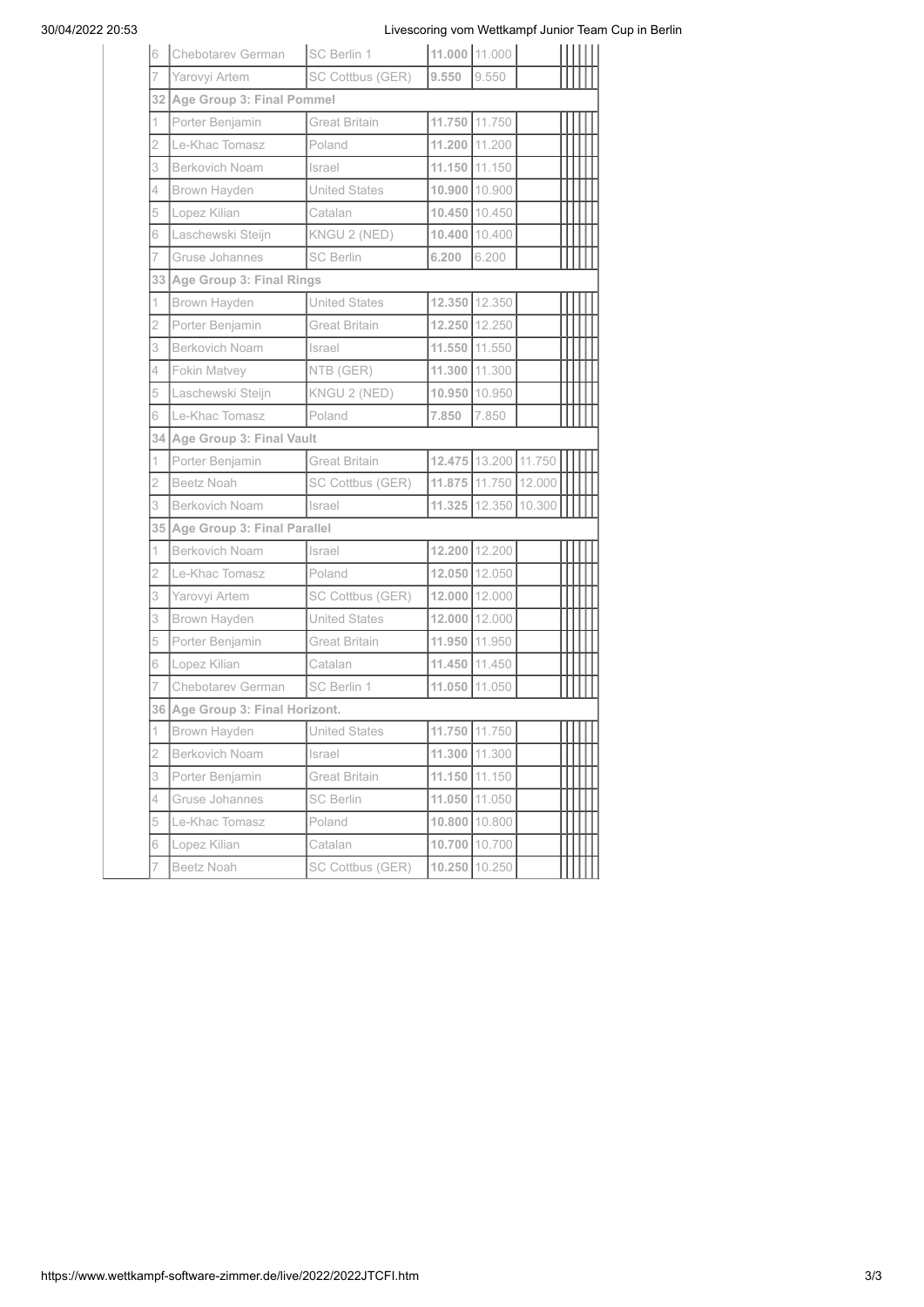| | | | | | | |
|---|---|---|---|---|---|---|
| 6 | Chebotarev German | SC Berlin 1 | **11.000** | 11.000 | | |
| 7 | Yarovyi Artem | SC Cottbus (GER) | **9.550** | 9.550 | | |
| **32** | **Age Group 3: Final Pommel** | | | | | |
| 1 | Porter Benjamin | Great Britain | **11.750** | 11.750 | | |
| 2 | Le-Khac Tomasz | Poland | **11.200** | 11.200 | | |
| 3 | Berkovich Noam | Israel | **11.150** | 11.150 | | |
| 4 | Brown Hayden | United States | **10.900** | 10.900 | | |
| 5 | Lopez Kilian | Catalan | **10.450** | 10.450 | | |
| 6 | Laschewski Steijn | KNGU 2 (NED) | **10.400** | 10.400 | | |
| 7 | Gruse Johannes | SC Berlin | **6.200** | 6.200 | | |
| **33** | **Age Group 3: Final Rings** | | | | | |
| 1 | Brown Hayden | United States | **12.350** | 12.350 | | |
| 2 | Porter Benjamin | Great Britain | **12.250** | 12.250 | | |
| 3 | Berkovich Noam | Israel | **11.550** | 11.550 | | |
| 4 | Fokin Matvey | NTB (GER) | **11.300** | 11.300 | | |
| 5 | Laschewski Steijn | KNGU 2 (NED) | **10.950** | 10.950 | | |
| 6 | Le-Khac Tomasz | Poland | **7.850** | 7.850 | | |
| **34** | **Age Group 3: Final Vault** | | | | | |
| 1 | Porter Benjamin | Great Britain | **12.475** | 13.200 | 11.750 | |
| 2 | Beetz Noah | SC Cottbus (GER) | **11.875** | 11.750 | 12.000 | |
| 3 | Berkovich Noam | Israel | **11.325** | 12.350 | 10.300 | |
| **35** | **Age Group 3: Final Parallel** | | | | | |
| 1 | Berkovich Noam | Israel | **12.200** | 12.200 | | |
| 2 | Le-Khac Tomasz | Poland | **12.050** | 12.050 | | |
| 3 | Yarovyi Artem | SC Cottbus (GER) | **12.000** | 12.000 | | |
| 3 | Brown Hayden | United States | **12.000** | 12.000 | | |
| 5 | Porter Benjamin | Great Britain | **11.950** | 11.950 | | |
| 6 | Lopez Kilian | Catalan | **11.450** | 11.450 | | |
| 7 | Chebotarev German | SC Berlin 1 | **11.050** | 11.050 | | |
| **36** | **Age Group 3: Final Horizont.** | | | | | |
| 1 | Brown Hayden | United States | **11.750** | 11.750 | | |
| 2 | Berkovich Noam | Israel | **11.300** | 11.300 | | |
| 3 | Porter Benjamin | Great Britain | **11.150** | 11.150 | | |
| 4 | Gruse Johannes | SC Berlin | **11.050** | 11.050 | | |
| 5 | Le-Khac Tomasz | Poland | **10.800** | 10.800 | | |
| 6 | Lopez Kilian | Catalan | **10.700** | 10.700 | | |
| 7 | Beetz Noah | SC Cottbus (GER) | **10.250** | 10.250 | | |